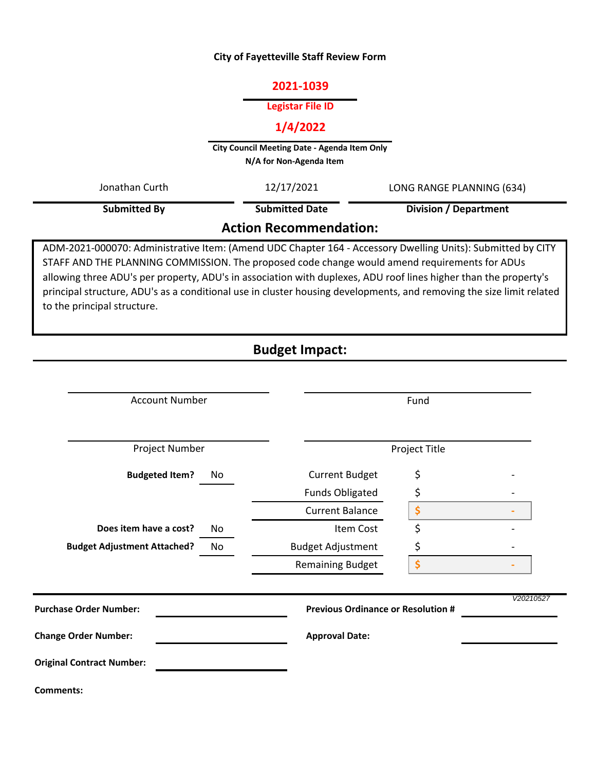# City of Fayetteville Staff Review Form

**2021-1039**

**Legistar File ID**

**1/4/2022**

**City Council Meeting Date - Agenda Item Only**
**N/A for Non-Agenda Item**

| Jonathan Curth | 12/17/2021 | LONG RANGE PLANNING (634) |
|---|---|---|
| **Submitted By** | **Submitted Date** | **Division / Department** |

## Action Recommendation:

ADM-2021-000070: Administrative Item: (Amend UDC Chapter 164 - Accessory Dwelling Units): Submitted by CITY STAFF AND THE PLANNING COMMISSION. The proposed code change would amend requirements for ADUs allowing three ADU's per property, ADU's in association with duplexes, ADU roof lines higher than the property's principal structure, ADU's as a conditional use in cluster housing developments, and removing the size limit related to the principal structure.

## Budget Impact:

| Account Number | Fund |
|---|---|
| | |

| Project Number | Project Title |
|---|---|
| | |

| | | | |
|---|---|---|---|
| **Budgeted Item?** | No | Current Budget | $ - |
| | | Funds Obligated | $ - |
| | | Current Balance | $ - |
| **Does item have a cost?** | No | Item Cost | $ - |
| **Budget Adjustment Attached?** | No | Budget Adjustment | $ - |
| | | Remaining Budget | $ - |

*V20210527*

**Purchase Order Number:**

**Previous Ordinance or Resolution #**

**Change Order Number:**

**Approval Date:**

**Original Contract Number:**

**Comments:**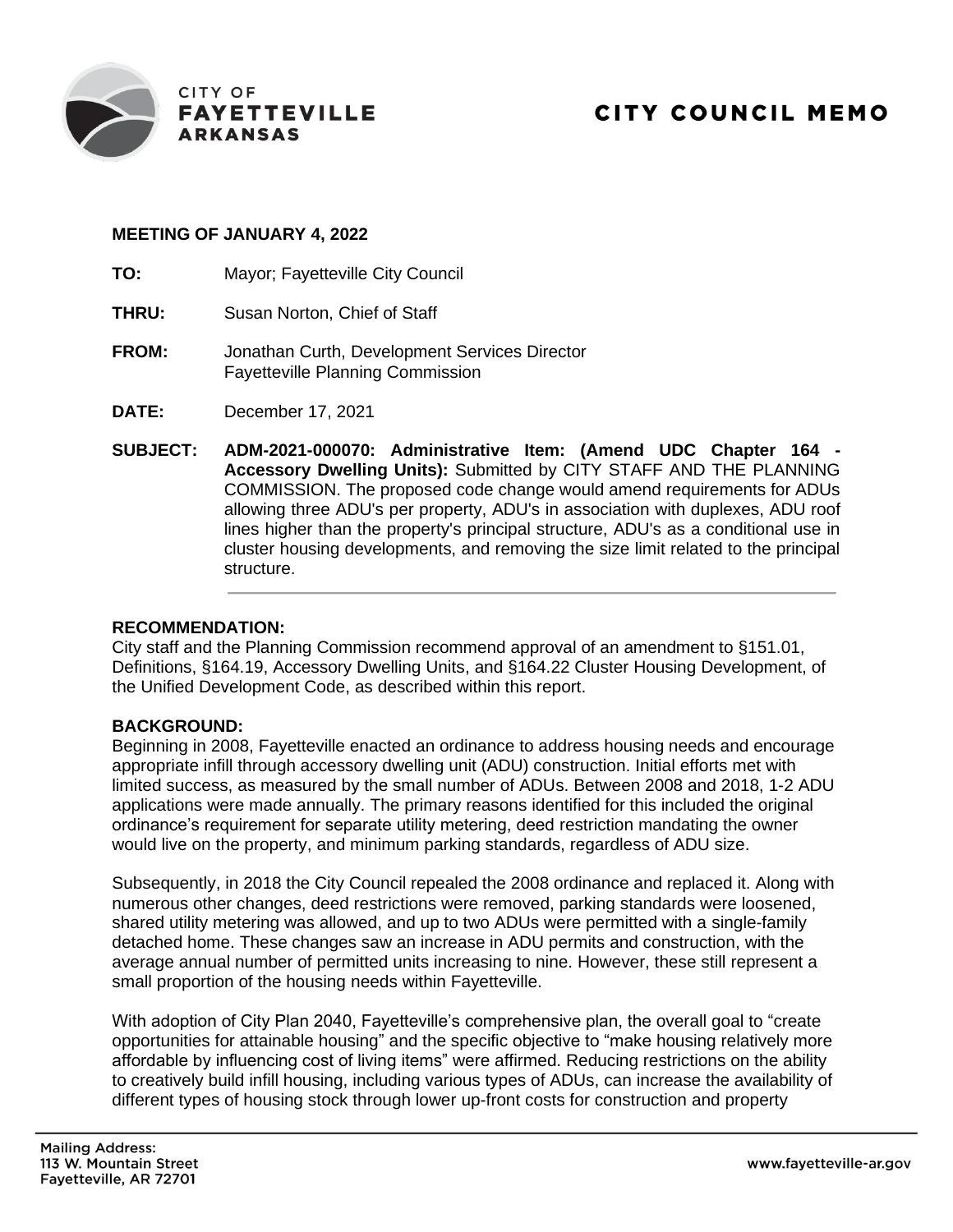# CITY COUNCIL MEMO

CITY OF
FAYETTEVILLE
ARKANSAS

**MEETING OF JANUARY 4, 2022**

**TO:** Mayor; Fayetteville City Council

**THRU:** Susan Norton, Chief of Staff

**FROM:** Jonathan Curth, Development Services Director
Fayetteville Planning Commission

**DATE:** December 17, 2021

**SUBJECT:** **ADM-2021-000070: Administrative Item: (Amend UDC Chapter 164 - Accessory Dwelling Units):** Submitted by CITY STAFF AND THE PLANNING COMMISSION. The proposed code change would amend requirements for ADUs allowing three ADU's per property, ADU's in association with duplexes, ADU roof lines higher than the property's principal structure, ADU's as a conditional use in cluster housing developments, and removing the size limit related to the principal structure.

**RECOMMENDATION:**
City staff and the Planning Commission recommend approval of an amendment to §151.01, Definitions, §164.19, Accessory Dwelling Units, and §164.22 Cluster Housing Development, of the Unified Development Code, as described within this report.

**BACKGROUND:**
Beginning in 2008, Fayetteville enacted an ordinance to address housing needs and encourage appropriate infill through accessory dwelling unit (ADU) construction. Initial efforts met with limited success, as measured by the small number of ADUs. Between 2008 and 2018, 1-2 ADU applications were made annually. The primary reasons identified for this included the original ordinance's requirement for separate utility metering, deed restriction mandating the owner would live on the property, and minimum parking standards, regardless of ADU size.

Subsequently, in 2018 the City Council repealed the 2008 ordinance and replaced it. Along with numerous other changes, deed restrictions were removed, parking standards were loosened, shared utility metering was allowed, and up to two ADUs were permitted with a single-family detached home. These changes saw an increase in ADU permits and construction, with the average annual number of permitted units increasing to nine. However, these still represent a small proportion of the housing needs within Fayetteville.

With adoption of City Plan 2040, Fayetteville's comprehensive plan, the overall goal to "create opportunities for attainable housing" and the specific objective to "make housing relatively more affordable by influencing cost of living items" were affirmed. Reducing restrictions on the ability to creatively build infill housing, including various types of ADUs, can increase the availability of different types of housing stock through lower up-front costs for construction and property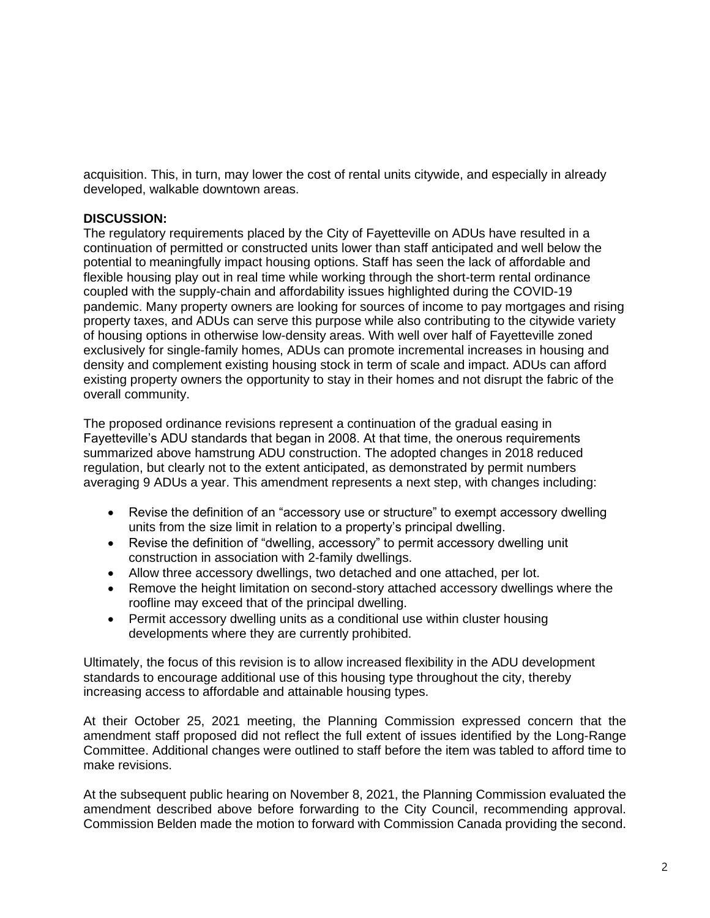acquisition. This, in turn, may lower the cost of rental units citywide, and especially in already developed, walkable downtown areas.

**DISCUSSION:**
The regulatory requirements placed by the City of Fayetteville on ADUs have resulted in a continuation of permitted or constructed units lower than staff anticipated and well below the potential to meaningfully impact housing options. Staff has seen the lack of affordable and flexible housing play out in real time while working through the short-term rental ordinance coupled with the supply-chain and affordability issues highlighted during the COVID-19 pandemic. Many property owners are looking for sources of income to pay mortgages and rising property taxes, and ADUs can serve this purpose while also contributing to the citywide variety of housing options in otherwise low-density areas. With well over half of Fayetteville zoned exclusively for single-family homes, ADUs can promote incremental increases in housing and density and complement existing housing stock in term of scale and impact. ADUs can afford existing property owners the opportunity to stay in their homes and not disrupt the fabric of the overall community.

The proposed ordinance revisions represent a continuation of the gradual easing in Fayetteville's ADU standards that began in 2008. At that time, the onerous requirements summarized above hamstrung ADU construction. The adopted changes in 2018 reduced regulation, but clearly not to the extent anticipated, as demonstrated by permit numbers averaging 9 ADUs a year. This amendment represents a next step, with changes including:

- Revise the definition of an "accessory use or structure" to exempt accessory dwelling units from the size limit in relation to a property's principal dwelling.
- Revise the definition of "dwelling, accessory" to permit accessory dwelling unit construction in association with 2-family dwellings.
- Allow three accessory dwellings, two detached and one attached, per lot.
- Remove the height limitation on second-story attached accessory dwellings where the roofline may exceed that of the principal dwelling.
- Permit accessory dwelling units as a conditional use within cluster housing developments where they are currently prohibited.

Ultimately, the focus of this revision is to allow increased flexibility in the ADU development standards to encourage additional use of this housing type throughout the city, thereby increasing access to affordable and attainable housing types.

At their October 25, 2021 meeting, the Planning Commission expressed concern that the amendment staff proposed did not reflect the full extent of issues identified by the Long-Range Committee. Additional changes were outlined to staff before the item was tabled to afford time to make revisions.

At the subsequent public hearing on November 8, 2021, the Planning Commission evaluated the amendment described above before forwarding to the City Council, recommending approval. Commission Belden made the motion to forward with Commission Canada providing the second.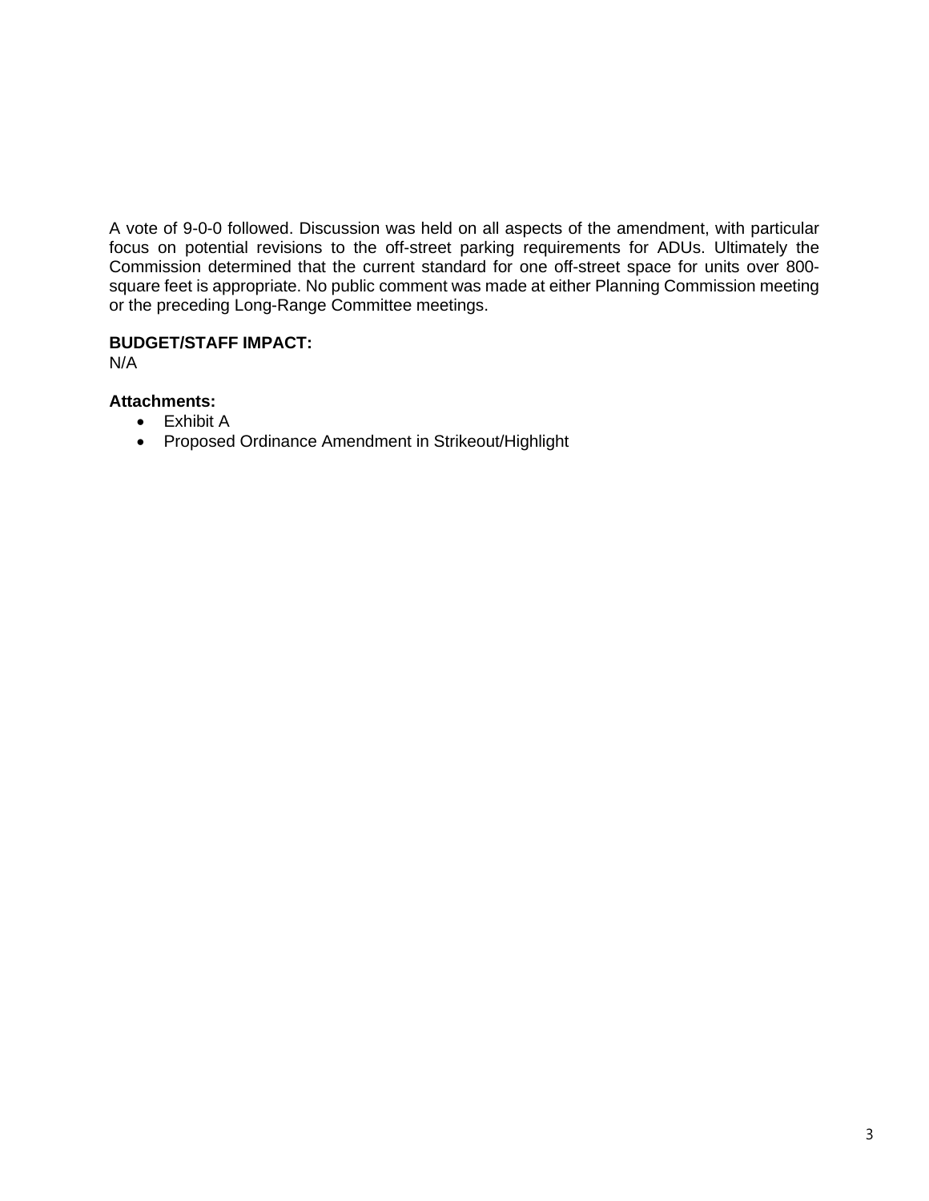A vote of 9-0-0 followed. Discussion was held on all aspects of the amendment, with particular focus on potential revisions to the off-street parking requirements for ADUs. Ultimately the Commission determined that the current standard for one off-street space for units over 800-square feet is appropriate. No public comment was made at either Planning Commission meeting or the preceding Long-Range Committee meetings.

**BUDGET/STAFF IMPACT:**
N/A

**Attachments:**

- Exhibit A
- Proposed Ordinance Amendment in Strikeout/Highlight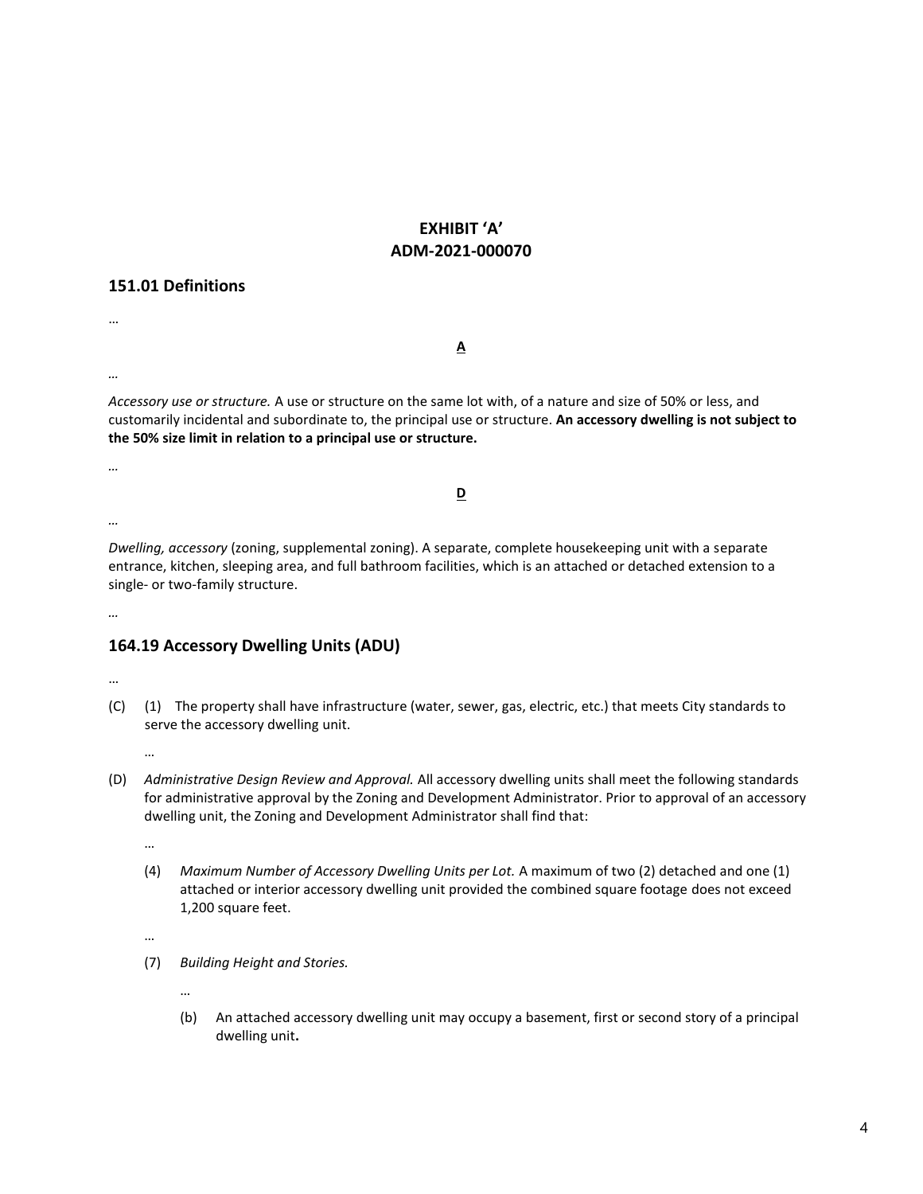**EXHIBIT 'A'**
**ADM-2021-000070**

## 151.01 Definitions

…

**A**

…

*Accessory use or structure.* A use or structure on the same lot with, of a nature and size of 50% or less, and customarily incidental and subordinate to, the principal use or structure. **An accessory dwelling is not subject to the 50% size limit in relation to a principal use or structure.**

…

**D**

…

*Dwelling, accessory* (zoning, supplemental zoning). A separate, complete housekeeping unit with a separate entrance, kitchen, sleeping area, and full bathroom facilities, which is an attached or detached extension to a single- or two-family structure.

…

## 164.19 Accessory Dwelling Units (ADU)

…

(C) (1) The property shall have infrastructure (water, sewer, gas, electric, etc.) that meets City standards to serve the accessory dwelling unit.

…

(D) *Administrative Design Review and Approval.* All accessory dwelling units shall meet the following standards for administrative approval by the Zoning and Development Administrator. Prior to approval of an accessory dwelling unit, the Zoning and Development Administrator shall find that:

…

(4) *Maximum Number of Accessory Dwelling Units per Lot.* A maximum of two (2) detached and one (1) attached or interior accessory dwelling unit provided the combined square footage does not exceed 1,200 square feet.

…

(7) *Building Height and Stories.*

…

(b) An attached accessory dwelling unit may occupy a basement, first or second story of a principal dwelling unit**.**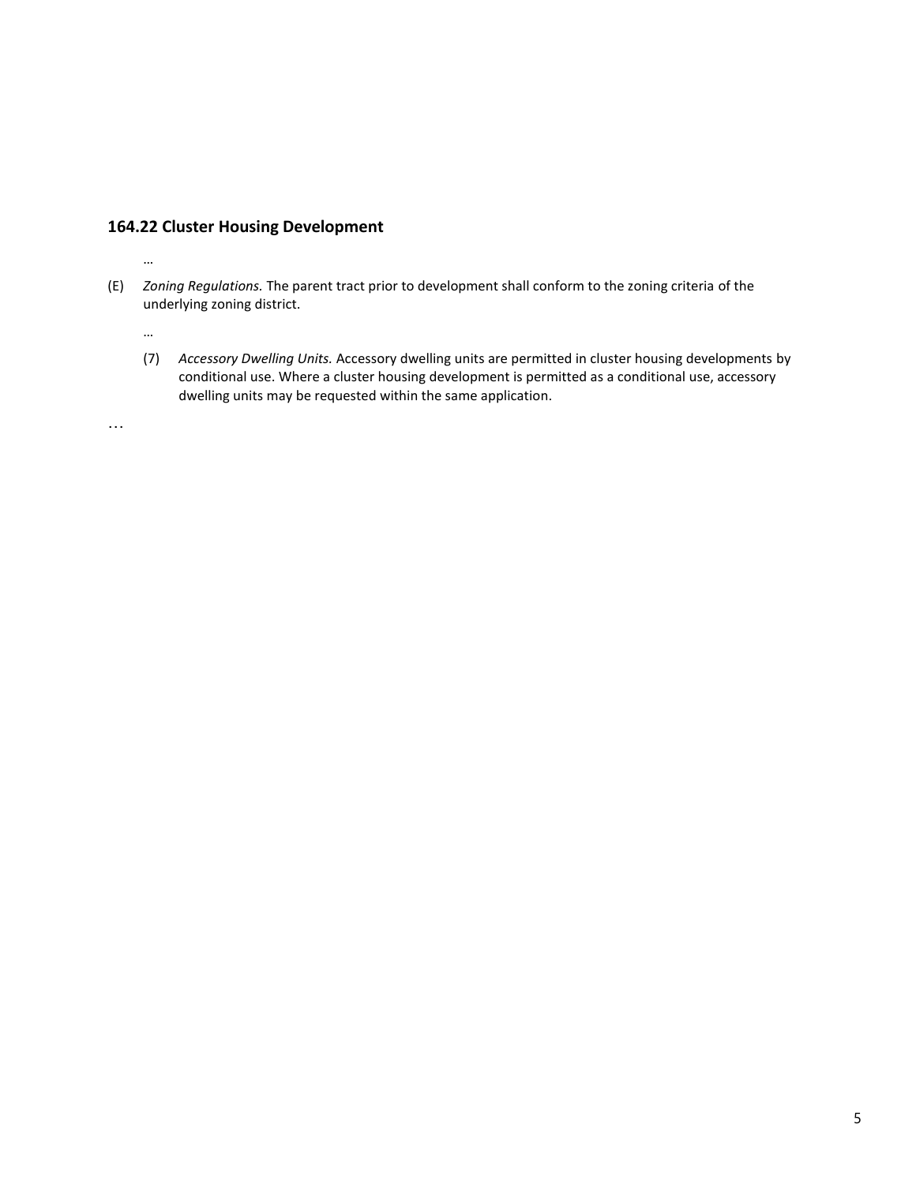## 164.22 Cluster Housing Development

…

(E) *Zoning Regulations.* The parent tract prior to development shall conform to the zoning criteria of the underlying zoning district.

…

(7) *Accessory Dwelling Units.* Accessory dwelling units are permitted in cluster housing developments by conditional use. Where a cluster housing development is permitted as a conditional use, accessory dwelling units may be requested within the same application.

…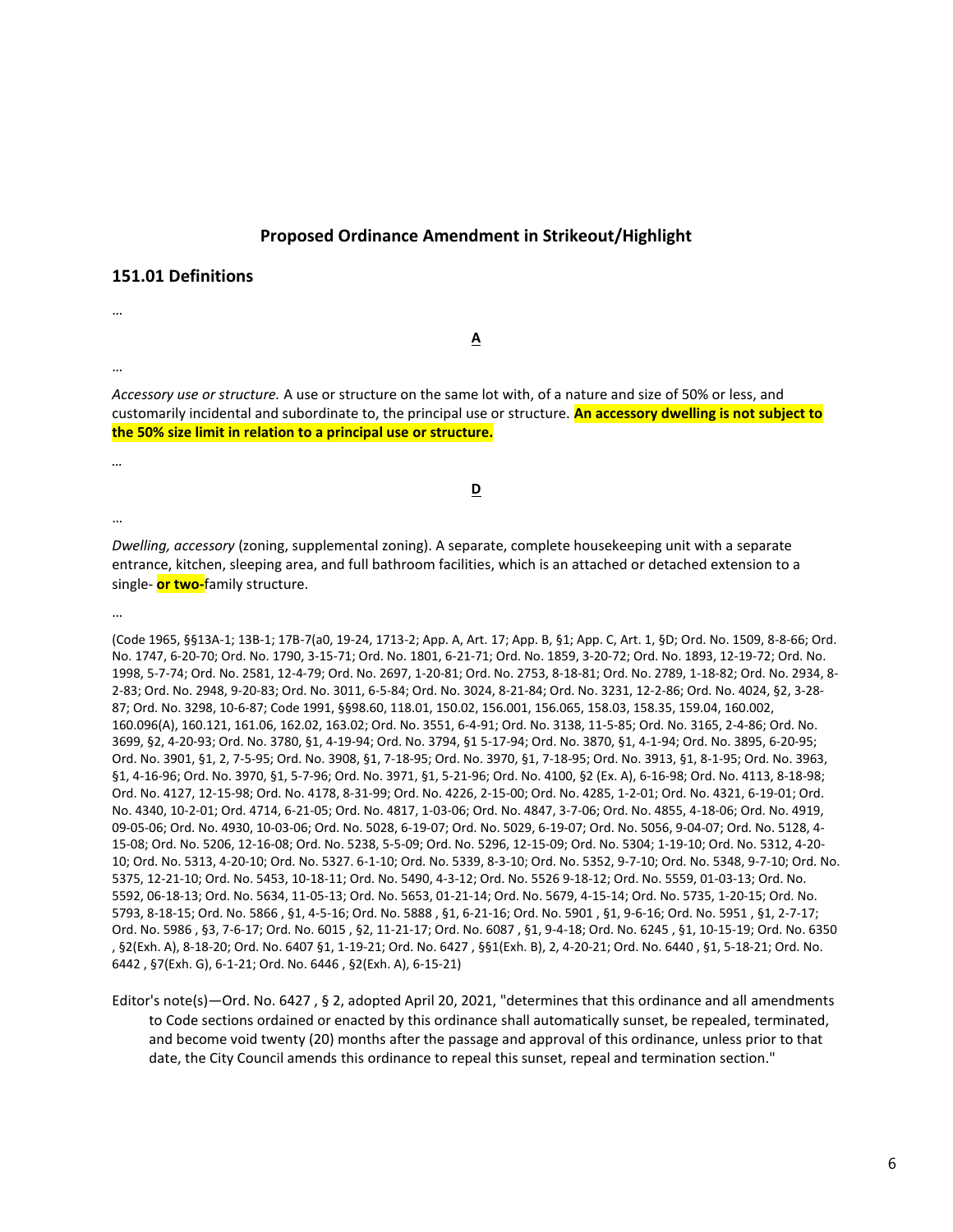## Proposed Ordinance Amendment in Strikeout/Highlight

### 151.01 Definitions

…

**A**

…

*Accessory use or structure.* A use or structure on the same lot with, of a nature and size of 50% or less, and customarily incidental and subordinate to, the principal use or structure. **An accessory dwelling is not subject to the 50% size limit in relation to a principal use or structure.**

…

**D**

…

*Dwelling, accessory* (zoning, supplemental zoning). A separate, complete housekeeping unit with a separate entrance, kitchen, sleeping area, and full bathroom facilities, which is an attached or detached extension to a single- **or two-**family structure.

…

(Code 1965, §§13A-1; 13B-1; 17B-7(a0, 19-24, 1713-2; App. A, Art. 17; App. B, §1; App. C, Art. 1, §D; Ord. No. 1509, 8-8-66; Ord. No. 1747, 6-20-70; Ord. No. 1790, 3-15-71; Ord. No. 1801, 6-21-71; Ord. No. 1859, 3-20-72; Ord. No. 1893, 12-19-72; Ord. No. 1998, 5-7-74; Ord. No. 2581, 12-4-79; Ord. No. 2697, 1-20-81; Ord. No. 2753, 8-18-81; Ord. No. 2789, 1-18-82; Ord. No. 2934, 8-2-83; Ord. No. 2948, 9-20-83; Ord. No. 3011, 6-5-84; Ord. No. 3024, 8-21-84; Ord. No. 3231, 12-2-86; Ord. No. 4024, §2, 3-28-87; Ord. No. 3298, 10-6-87; Code 1991, §§98.60, 118.01, 150.02, 156.001, 156.065, 158.03, 158.35, 159.04, 160.002, 160.096(A), 160.121, 161.06, 162.02, 163.02; Ord. No. 3551, 6-4-91; Ord. No. 3138, 11-5-85; Ord. No. 3165, 2-4-86; Ord. No. 3699, §2, 4-20-93; Ord. No. 3780, §1, 4-19-94; Ord. No. 3794, §1 5-17-94; Ord. No. 3870, §1, 4-1-94; Ord. No. 3895, 6-20-95; Ord. No. 3901, §1, 2, 7-5-95; Ord. No. 3908, §1, 7-18-95; Ord. No. 3970, §1, 7-18-95; Ord. No. 3913, §1, 8-1-95; Ord. No. 3963, §1, 4-16-96; Ord. No. 3970, §1, 5-7-96; Ord. No. 3971, §1, 5-21-96; Ord. No. 4100, §2 (Ex. A), 6-16-98; Ord. No. 4113, 8-18-98; Ord. No. 4127, 12-15-98; Ord. No. 4178, 8-31-99; Ord. No. 4226, 2-15-00; Ord. No. 4285, 1-2-01; Ord. No. 4321, 6-19-01; Ord. No. 4340, 10-2-01; Ord. 4714, 6-21-05; Ord. No. 4817, 1-03-06; Ord. No. 4847, 3-7-06; Ord. No. 4855, 4-18-06; Ord. No. 4919, 09-05-06; Ord. No. 4930, 10-03-06; Ord. No. 5028, 6-19-07; Ord. No. 5029, 6-19-07; Ord. No. 5056, 9-04-07; Ord. No. 5128, 4-15-08; Ord. No. 5206, 12-16-08; Ord. No. 5238, 5-5-09; Ord. No. 5296, 12-15-09; Ord. No. 5304; 1-19-10; Ord. No. 5312, 4-20-10; Ord. No. 5313, 4-20-10; Ord. No. 5327. 6-1-10; Ord. No. 5339, 8-3-10; Ord. No. 5352, 9-7-10; Ord. No. 5348, 9-7-10; Ord. No. 5375, 12-21-10; Ord. No. 5453, 10-18-11; Ord. No. 5490, 4-3-12; Ord. No. 5526 9-18-12; Ord. No. 5559, 01-03-13; Ord. No. 5592, 06-18-13; Ord. No. 5634, 11-05-13; Ord. No. 5653, 01-21-14; Ord. No. 5679, 4-15-14; Ord. No. 5735, 1-20-15; Ord. No. 5793, 8-18-15; Ord. No. 5866 , §1, 4-5-16; Ord. No. 5888 , §1, 6-21-16; Ord. No. 5901 , §1, 9-6-16; Ord. No. 5951 , §1, 2-7-17; Ord. No. 5986 , §3, 7-6-17; Ord. No. 6015 , §2, 11-21-17; Ord. No. 6087 , §1, 9-4-18; Ord. No. 6245 , §1, 10-15-19; Ord. No. 6350 , §2(Exh. A), 8-18-20; Ord. No. 6407 §1, 1-19-21; Ord. No. 6427 , §§1(Exh. B), 2, 4-20-21; Ord. No. 6440 , §1, 5-18-21; Ord. No. 6442 , §7(Exh. G), 6-1-21; Ord. No. 6446 , §2(Exh. A), 6-15-21)

Editor's note(s)—Ord. No. 6427 , § 2, adopted April 20, 2021, "determines that this ordinance and all amendments to Code sections ordained or enacted by this ordinance shall automatically sunset, be repealed, terminated, and become void twenty (20) months after the passage and approval of this ordinance, unless prior to that date, the City Council amends this ordinance to repeal this sunset, repeal and termination section."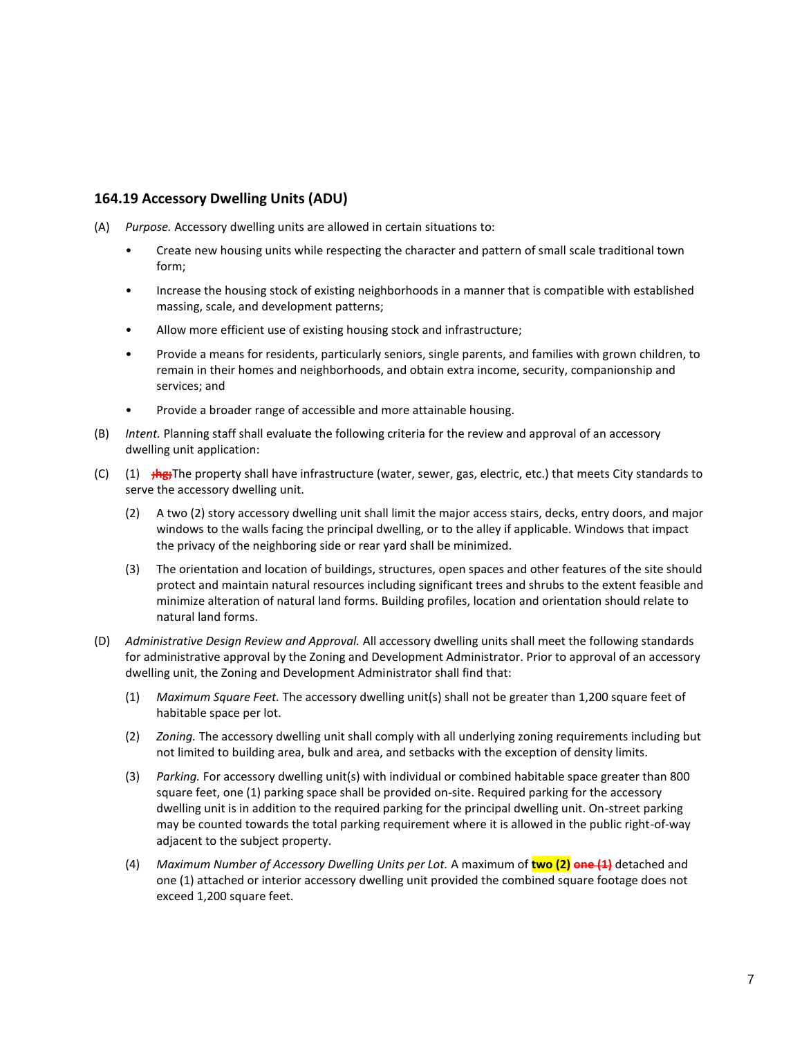### 164.19 Accessory Dwelling Units (ADU)

(A) *Purpose.* Accessory dwelling units are allowed in certain situations to:

- Create new housing units while respecting the character and pattern of small scale traditional town form;
- Increase the housing stock of existing neighborhoods in a manner that is compatible with established massing, scale, and development patterns;
- Allow more efficient use of existing housing stock and infrastructure;
- Provide a means for residents, particularly seniors, single parents, and families with grown children, to remain in their homes and neighborhoods, and obtain extra income, security, companionship and services; and
- Provide a broader range of accessible and more attainable housing.

(B) *Intent.* Planning staff shall evaluate the following criteria for the review and approval of an accessory dwelling unit application:

(C) (1) ~~;hg;~~The property shall have infrastructure (water, sewer, gas, electric, etc.) that meets City standards to serve the accessory dwelling unit.

(2) A two (2) story accessory dwelling unit shall limit the major access stairs, decks, entry doors, and major windows to the walls facing the principal dwelling, or to the alley if applicable. Windows that impact the privacy of the neighboring side or rear yard shall be minimized.

(3) The orientation and location of buildings, structures, open spaces and other features of the site should protect and maintain natural resources including significant trees and shrubs to the extent feasible and minimize alteration of natural land forms. Building profiles, location and orientation should relate to natural land forms.

(D) *Administrative Design Review and Approval.* All accessory dwelling units shall meet the following standards for administrative approval by the Zoning and Development Administrator. Prior to approval of an accessory dwelling unit, the Zoning and Development Administrator shall find that:

(1) *Maximum Square Feet.* The accessory dwelling unit(s) shall not be greater than 1,200 square feet of habitable space per lot.

(2) *Zoning.* The accessory dwelling unit shall comply with all underlying zoning requirements including but not limited to building area, bulk and area, and setbacks with the exception of density limits.

(3) *Parking.* For accessory dwelling unit(s) with individual or combined habitable space greater than 800 square feet, one (1) parking space shall be provided on-site. Required parking for the accessory dwelling unit is in addition to the required parking for the principal dwelling unit. On-street parking may be counted towards the total parking requirement where it is allowed in the public right-of-way adjacent to the subject property.

(4) *Maximum Number of Accessory Dwelling Units per Lot.* A maximum of **two (2)** ~~one (1)~~ detached and one (1) attached or interior accessory dwelling unit provided the combined square footage does not exceed 1,200 square feet.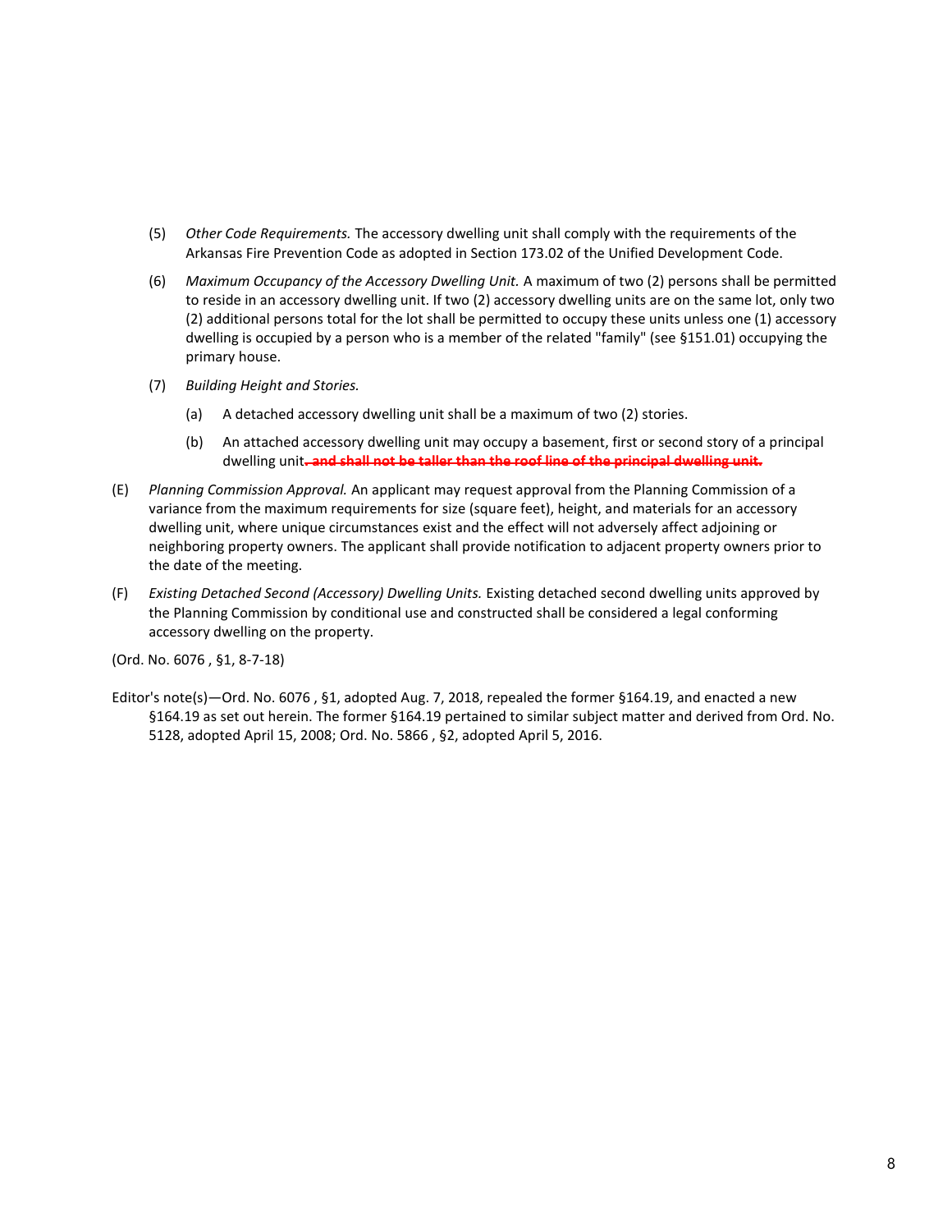(5) *Other Code Requirements.* The accessory dwelling unit shall comply with the requirements of the Arkansas Fire Prevention Code as adopted in Section 173.02 of the Unified Development Code.

(6) *Maximum Occupancy of the Accessory Dwelling Unit.* A maximum of two (2) persons shall be permitted to reside in an accessory dwelling unit. If two (2) accessory dwelling units are on the same lot, only two (2) additional persons total for the lot shall be permitted to occupy these units unless one (1) accessory dwelling is occupied by a person who is a member of the related "family" (see §151.01) occupying the primary house.

(7) *Building Height and Stories.*

(a) A detached accessory dwelling unit shall be a maximum of two (2) stories.

(b) An attached accessory dwelling unit may occupy a basement, first or second story of a principal dwelling unit~~, and shall not be taller than the roof line of the principal dwelling unit.~~

(E) *Planning Commission Approval.* An applicant may request approval from the Planning Commission of a variance from the maximum requirements for size (square feet), height, and materials for an accessory dwelling unit, where unique circumstances exist and the effect will not adversely affect adjoining or neighboring property owners. The applicant shall provide notification to adjacent property owners prior to the date of the meeting.

(F) *Existing Detached Second (Accessory) Dwelling Units.* Existing detached second dwelling units approved by the Planning Commission by conditional use and constructed shall be considered a legal conforming accessory dwelling on the property.

(Ord. No. 6076 , §1, 8-7-18)

Editor's note(s)—Ord. No. 6076 , §1, adopted Aug. 7, 2018, repealed the former §164.19, and enacted a new §164.19 as set out herein. The former §164.19 pertained to similar subject matter and derived from Ord. No. 5128, adopted April 15, 2008; Ord. No. 5866 , §2, adopted April 5, 2016.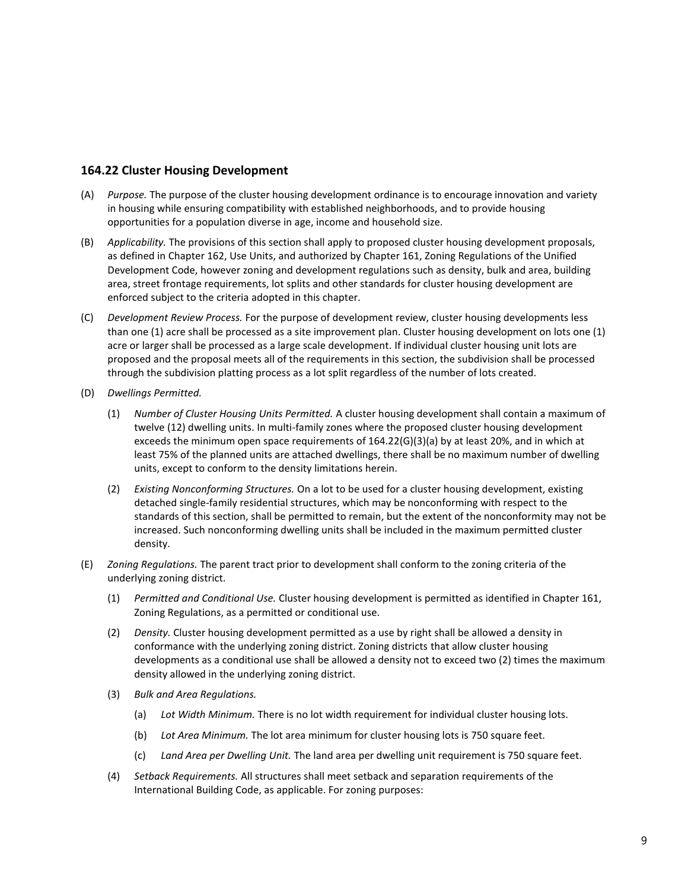## 164.22 Cluster Housing Development

(A) *Purpose.* The purpose of the cluster housing development ordinance is to encourage innovation and variety in housing while ensuring compatibility with established neighborhoods, and to provide housing opportunities for a population diverse in age, income and household size.

(B) *Applicability.* The provisions of this section shall apply to proposed cluster housing development proposals, as defined in Chapter 162, Use Units, and authorized by Chapter 161, Zoning Regulations of the Unified Development Code, however zoning and development regulations such as density, bulk and area, building area, street frontage requirements, lot splits and other standards for cluster housing development are enforced subject to the criteria adopted in this chapter.

(C) *Development Review Process.* For the purpose of development review, cluster housing developments less than one (1) acre shall be processed as a site improvement plan. Cluster housing development on lots one (1) acre or larger shall be processed as a large scale development. If individual cluster housing unit lots are proposed and the proposal meets all of the requirements in this section, the subdivision shall be processed through the subdivision platting process as a lot split regardless of the number of lots created.

(D) *Dwellings Permitted.*

   (1) *Number of Cluster Housing Units Permitted.* A cluster housing development shall contain a maximum of twelve (12) dwelling units. In multi-family zones where the proposed cluster housing development exceeds the minimum open space requirements of 164.22(G)(3)(a) by at least 20%, and in which at least 75% of the planned units are attached dwellings, there shall be no maximum number of dwelling units, except to conform to the density limitations herein.

   (2) *Existing Nonconforming Structures.* On a lot to be used for a cluster housing development, existing detached single-family residential structures, which may be nonconforming with respect to the standards of this section, shall be permitted to remain, but the extent of the nonconformity may not be increased. Such nonconforming dwelling units shall be included in the maximum permitted cluster density.

(E) *Zoning Regulations.* The parent tract prior to development shall conform to the zoning criteria of the underlying zoning district.

   (1) *Permitted and Conditional Use.* Cluster housing development is permitted as identified in Chapter 161, Zoning Regulations, as a permitted or conditional use.

   (2) *Density.* Cluster housing development permitted as a use by right shall be allowed a density in conformance with the underlying zoning district. Zoning districts that allow cluster housing developments as a conditional use shall be allowed a density not to exceed two (2) times the maximum density allowed in the underlying zoning district.

   (3) *Bulk and Area Regulations.*

      (a) *Lot Width Minimum.* There is no lot width requirement for individual cluster housing lots.

      (b) *Lot Area Minimum.* The lot area minimum for cluster housing lots is 750 square feet.

      (c) *Land Area per Dwelling Unit.* The land area per dwelling unit requirement is 750 square feet.

   (4) *Setback Requirements.* All structures shall meet setback and separation requirements of the International Building Code, as applicable. For zoning purposes: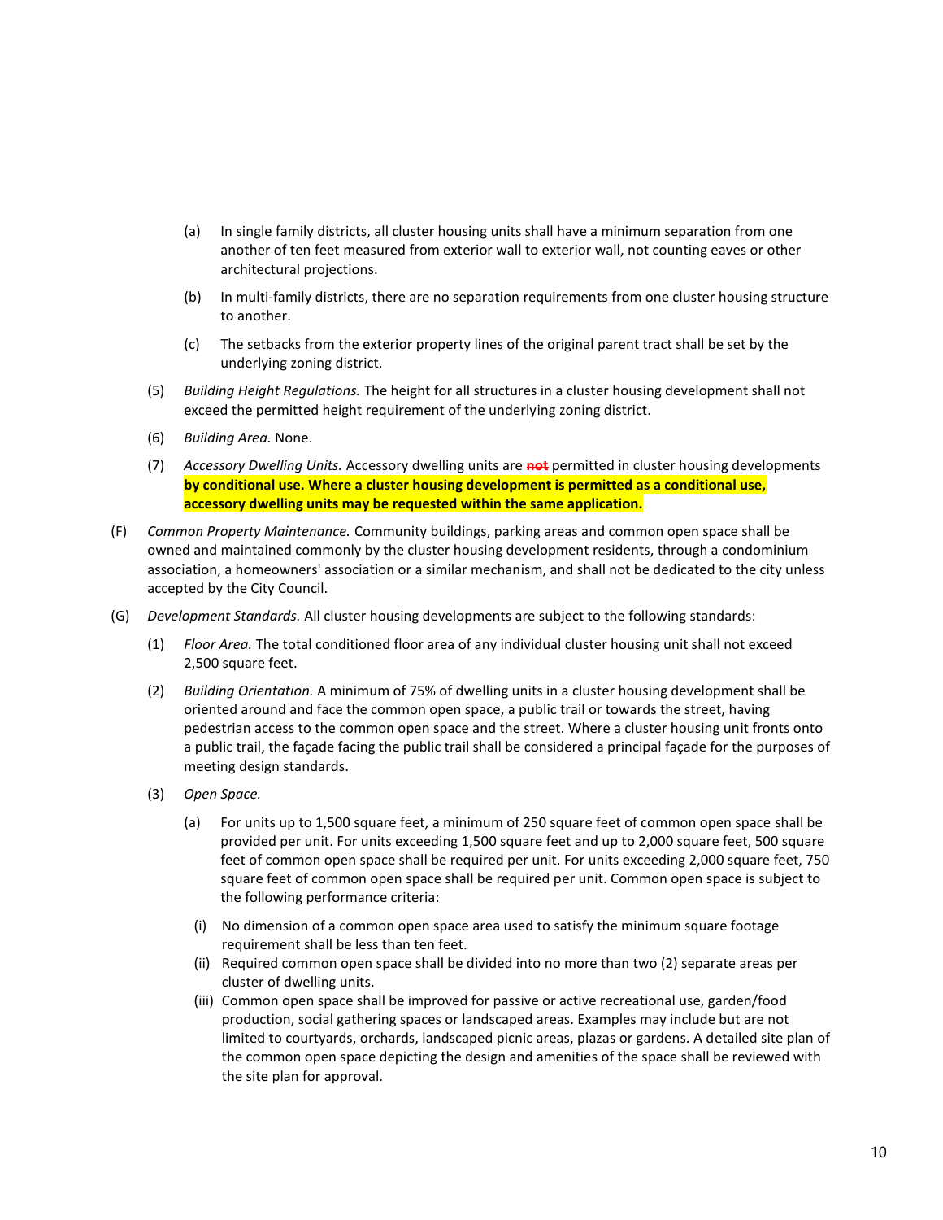(a) In single family districts, all cluster housing units shall have a minimum separation from one another of ten feet measured from exterior wall to exterior wall, not counting eaves or other architectural projections.

(b) In multi-family districts, there are no separation requirements from one cluster housing structure to another.

(c) The setbacks from the exterior property lines of the original parent tract shall be set by the underlying zoning district.

(5) *Building Height Regulations.* The height for all structures in a cluster housing development shall not exceed the permitted height requirement of the underlying zoning district.

(6) *Building Area.* None.

(7) *Accessory Dwelling Units.* Accessory dwelling units are ~~not~~ permitted in cluster housing developments **by conditional use. Where a cluster housing development is permitted as a conditional use, accessory dwelling units may be requested within the same application.**

(F) *Common Property Maintenance.* Community buildings, parking areas and common open space shall be owned and maintained commonly by the cluster housing development residents, through a condominium association, a homeowners' association or a similar mechanism, and shall not be dedicated to the city unless accepted by the City Council.

(G) *Development Standards.* All cluster housing developments are subject to the following standards:

(1) *Floor Area.* The total conditioned floor area of any individual cluster housing unit shall not exceed 2,500 square feet.

(2) *Building Orientation.* A minimum of 75% of dwelling units in a cluster housing development shall be oriented around and face the common open space, a public trail or towards the street, having pedestrian access to the common open space and the street. Where a cluster housing unit fronts onto a public trail, the façade facing the public trail shall be considered a principal façade for the purposes of meeting design standards.

(3) *Open Space.*

(a) For units up to 1,500 square feet, a minimum of 250 square feet of common open space shall be provided per unit. For units exceeding 1,500 square feet and up to 2,000 square feet, 500 square feet of common open space shall be required per unit. For units exceeding 2,000 square feet, 750 square feet of common open space shall be required per unit. Common open space is subject to the following performance criteria:

(i) No dimension of a common open space area used to satisfy the minimum square footage requirement shall be less than ten feet.

(ii) Required common open space shall be divided into no more than two (2) separate areas per cluster of dwelling units.

(iii) Common open space shall be improved for passive or active recreational use, garden/food production, social gathering spaces or landscaped areas. Examples may include but are not limited to courtyards, orchards, landscaped picnic areas, plazas or gardens. A detailed site plan of the common open space depicting the design and amenities of the space shall be reviewed with the site plan for approval.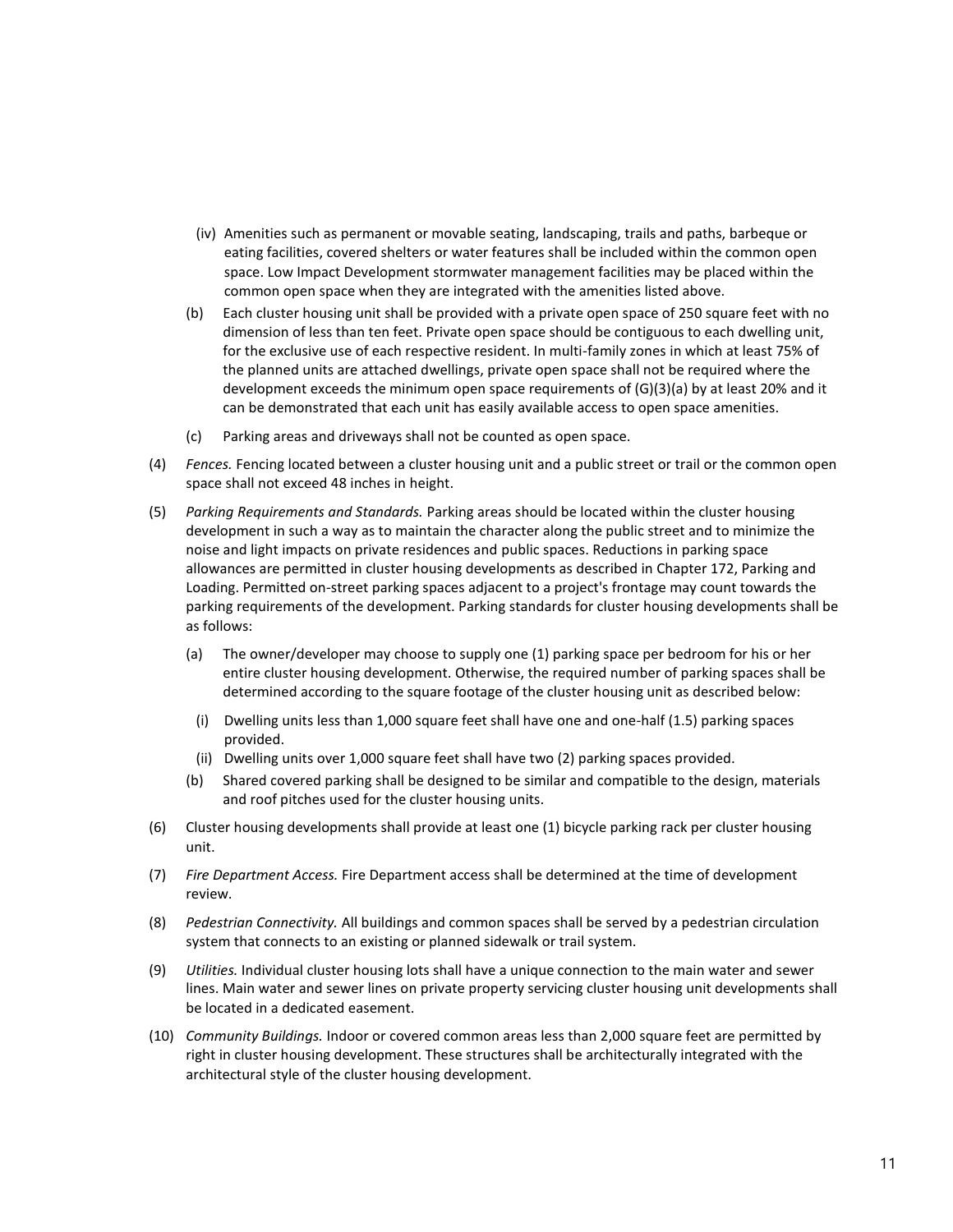(iv) Amenities such as permanent or movable seating, landscaping, trails and paths, barbeque or eating facilities, covered shelters or water features shall be included within the common open space. Low Impact Development stormwater management facilities may be placed within the common open space when they are integrated with the amenities listed above.

(b) Each cluster housing unit shall be provided with a private open space of 250 square feet with no dimension of less than ten feet. Private open space should be contiguous to each dwelling unit, for the exclusive use of each respective resident. In multi-family zones in which at least 75% of the planned units are attached dwellings, private open space shall not be required where the development exceeds the minimum open space requirements of (G)(3)(a) by at least 20% and it can be demonstrated that each unit has easily available access to open space amenities.

(c) Parking areas and driveways shall not be counted as open space.

(4) *Fences.* Fencing located between a cluster housing unit and a public street or trail or the common open space shall not exceed 48 inches in height.

(5) *Parking Requirements and Standards.* Parking areas should be located within the cluster housing development in such a way as to maintain the character along the public street and to minimize the noise and light impacts on private residences and public spaces. Reductions in parking space allowances are permitted in cluster housing developments as described in Chapter 172, Parking and Loading. Permitted on-street parking spaces adjacent to a project's frontage may count towards the parking requirements of the development. Parking standards for cluster housing developments shall be as follows:

(a) The owner/developer may choose to supply one (1) parking space per bedroom for his or her entire cluster housing development. Otherwise, the required number of parking spaces shall be determined according to the square footage of the cluster housing unit as described below:

(i) Dwelling units less than 1,000 square feet shall have one and one-half (1.5) parking spaces provided.

(ii) Dwelling units over 1,000 square feet shall have two (2) parking spaces provided.

(b) Shared covered parking shall be designed to be similar and compatible to the design, materials and roof pitches used for the cluster housing units.

(6) Cluster housing developments shall provide at least one (1) bicycle parking rack per cluster housing unit.

(7) *Fire Department Access.* Fire Department access shall be determined at the time of development review.

(8) *Pedestrian Connectivity.* All buildings and common spaces shall be served by a pedestrian circulation system that connects to an existing or planned sidewalk or trail system.

(9) *Utilities.* Individual cluster housing lots shall have a unique connection to the main water and sewer lines. Main water and sewer lines on private property servicing cluster housing unit developments shall be located in a dedicated easement.

(10) *Community Buildings.* Indoor or covered common areas less than 2,000 square feet are permitted by right in cluster housing development. These structures shall be architecturally integrated with the architectural style of the cluster housing development.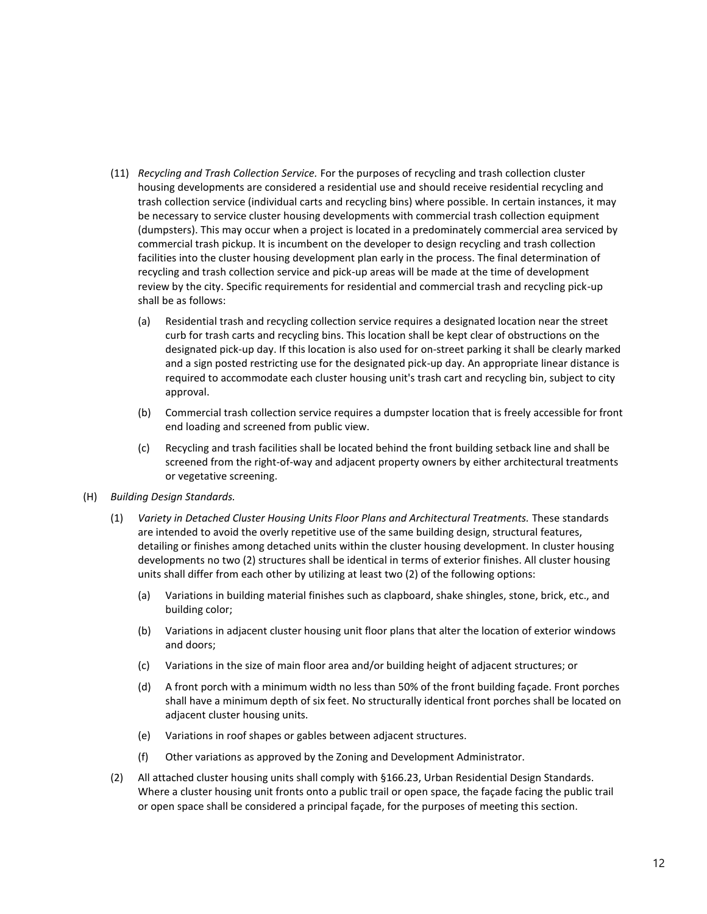(11) *Recycling and Trash Collection Service.* For the purposes of recycling and trash collection cluster housing developments are considered a residential use and should receive residential recycling and trash collection service (individual carts and recycling bins) where possible. In certain instances, it may be necessary to service cluster housing developments with commercial trash collection equipment (dumpsters). This may occur when a project is located in a predominately commercial area serviced by commercial trash pickup. It is incumbent on the developer to design recycling and trash collection facilities into the cluster housing development plan early in the process. The final determination of recycling and trash collection service and pick-up areas will be made at the time of development review by the city. Specific requirements for residential and commercial trash and recycling pick-up shall be as follows:

(a) Residential trash and recycling collection service requires a designated location near the street curb for trash carts and recycling bins. This location shall be kept clear of obstructions on the designated pick-up day. If this location is also used for on-street parking it shall be clearly marked and a sign posted restricting use for the designated pick-up day. An appropriate linear distance is required to accommodate each cluster housing unit's trash cart and recycling bin, subject to city approval.

(b) Commercial trash collection service requires a dumpster location that is freely accessible for front end loading and screened from public view.

(c) Recycling and trash facilities shall be located behind the front building setback line and shall be screened from the right-of-way and adjacent property owners by either architectural treatments or vegetative screening.

(H) *Building Design Standards.*

(1) *Variety in Detached Cluster Housing Units Floor Plans and Architectural Treatments.* These standards are intended to avoid the overly repetitive use of the same building design, structural features, detailing or finishes among detached units within the cluster housing development. In cluster housing developments no two (2) structures shall be identical in terms of exterior finishes. All cluster housing units shall differ from each other by utilizing at least two (2) of the following options:

(a) Variations in building material finishes such as clapboard, shake shingles, stone, brick, etc., and building color;

(b) Variations in adjacent cluster housing unit floor plans that alter the location of exterior windows and doors;

(c) Variations in the size of main floor area and/or building height of adjacent structures; or

(d) A front porch with a minimum width no less than 50% of the front building façade. Front porches shall have a minimum depth of six feet. No structurally identical front porches shall be located on adjacent cluster housing units.

(e) Variations in roof shapes or gables between adjacent structures.

(f) Other variations as approved by the Zoning and Development Administrator.

(2) All attached cluster housing units shall comply with §166.23, Urban Residential Design Standards. Where a cluster housing unit fronts onto a public trail or open space, the façade facing the public trail or open space shall be considered a principal façade, for the purposes of meeting this section.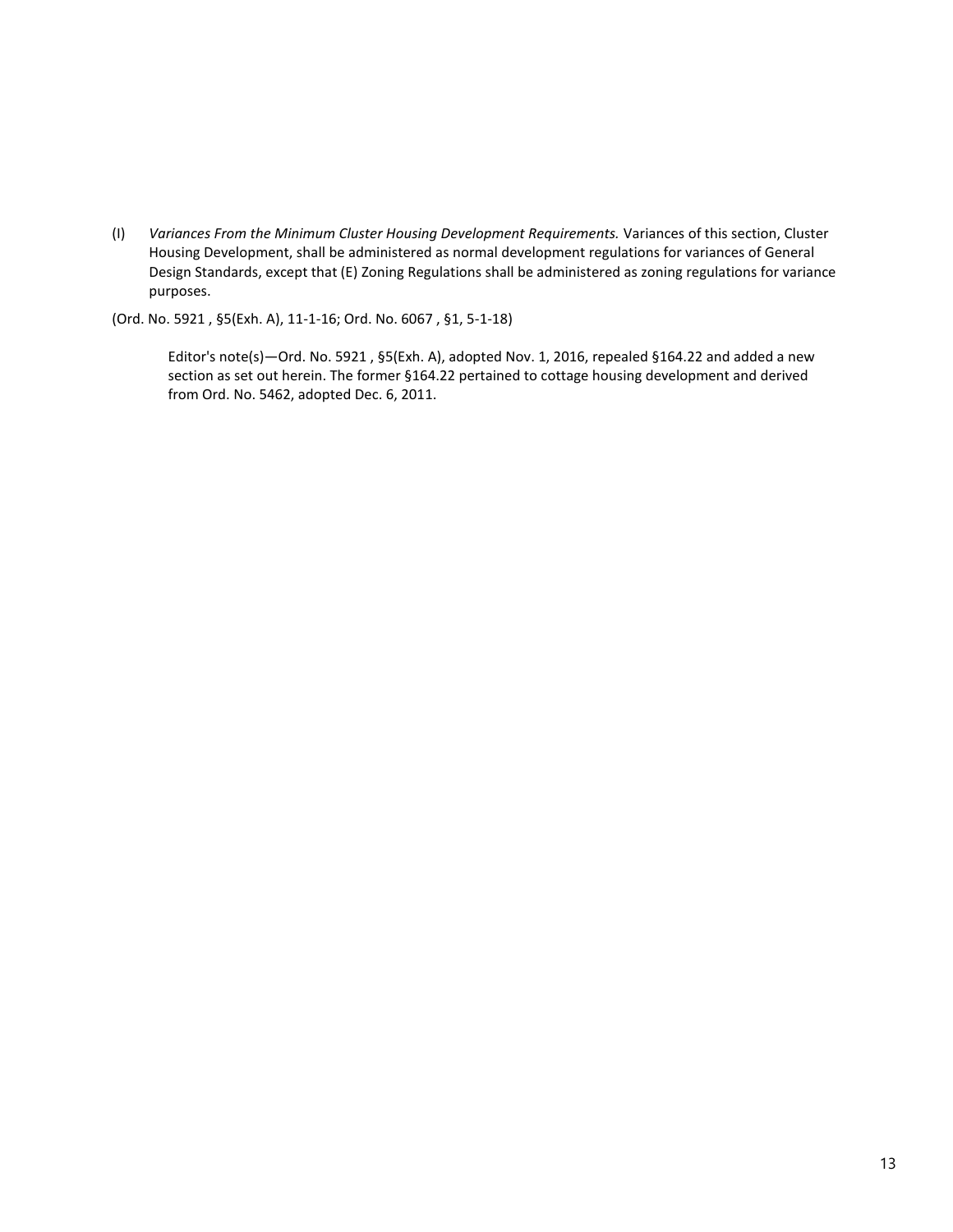(I) *Variances From the Minimum Cluster Housing Development Requirements.* Variances of this section, Cluster Housing Development, shall be administered as normal development regulations for variances of General Design Standards, except that (E) Zoning Regulations shall be administered as zoning regulations for variance purposes.

(Ord. No. 5921 , §5(Exh. A), 11-1-16; Ord. No. 6067 , §1, 5-1-18)

Editor's note(s)—Ord. No. 5921 , §5(Exh. A), adopted Nov. 1, 2016, repealed §164.22 and added a new section as set out herein. The former §164.22 pertained to cottage housing development and derived from Ord. No. 5462, adopted Dec. 6, 2011.